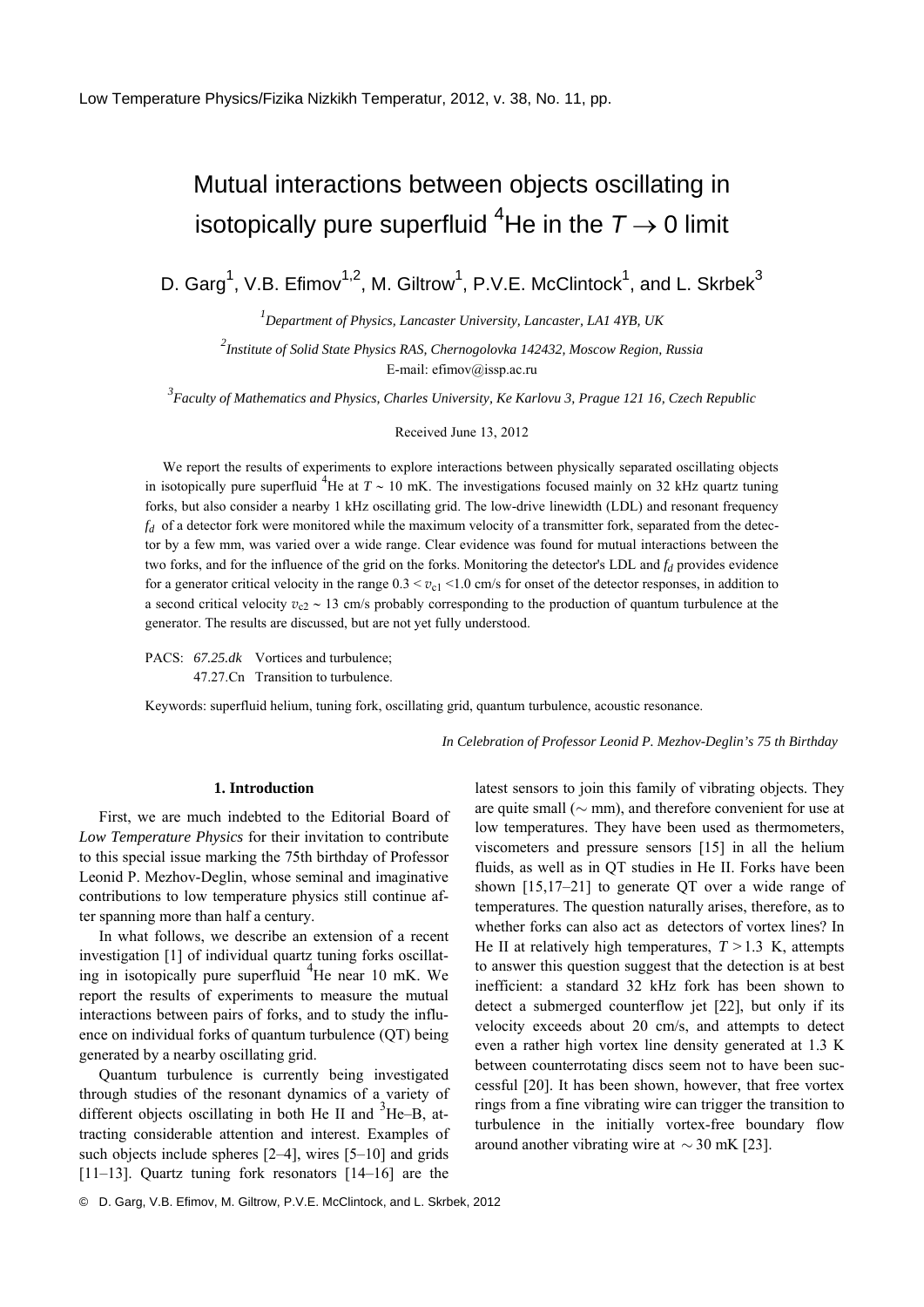# Mutual interactions between objects oscillating in isotopically pure superfluid $^4$He in the $T \to 0$ limit

D. Garg[1], V.B. Efimov[1,2], M. Giltrow[1], P.V.E. McClintock[1], and L. Skrbek[3]

[1] *Department of Physics, Lancaster University, Lancaster, LA1 4YB, UK*

[2] *Institute of Solid State Physics RAS, Chernogolovka 142432, Moscow Region, Russia*
E-mail: efimov@issp.ac.ru

[3] *Faculty of Mathematics and Physics, Charles University, Ke Karlovu 3, Prague 121 16, Czech Republic*

Received June 13, 2012

We report the results of experiments to explore interactions between physically separated oscillating objects in isotopically pure superfluid $^4$He at $T \sim 10$ mK. The investigations focused mainly on 32 kHz quartz tuning forks, but also consider a nearby 1 kHz oscillating grid. The low-drive linewidth (LDL) and resonant frequency $f_d$ of a detector fork were monitored while the maximum velocity of a transmitter fork, separated from the detector by a few mm, was varied over a wide range. Clear evidence was found for mutual interactions between the two forks, and for the influence of the grid on the forks. Monitoring the detector's LDL and $f_d$ provides evidence for a generator critical velocity in the range $0.3 < v_{c1} < 1.0$ cm/s for onset of the detector responses, in addition to a second critical velocity $v_{c2} \sim 13$ cm/s probably corresponding to the production of quantum turbulence at the generator. The results are discussed, but are not yet fully understood.

PACS: *67.25.dk* Vortices and turbulence;
47.27.Cn Transition to turbulence.

Keywords: superfluid helium, tuning fork, oscillating grid, quantum turbulence, acoustic resonance.

*In Celebration of Professor Leonid P. Mezhov-Deglin's 75 th Birthday*

## 1. Introduction

First, we are much indebted to the Editorial Board of *Low Temperature Physics* for their invitation to contribute to this special issue marking the 75th birthday of Professor Leonid P. Mezhov-Deglin, whose seminal and imaginative contributions to low temperature physics still continue after spanning more than half a century.

In what follows, we describe an extension of a recent investigation [1] of individual quartz tuning forks oscillating in isotopically pure superfluid $^4$He near 10 mK. We report the results of experiments to measure the mutual interactions between pairs of forks, and to study the influence on individual forks of quantum turbulence (QT) being generated by a nearby oscillating grid.

Quantum turbulence is currently being investigated through studies of the resonant dynamics of a variety of different objects oscillating in both He II and $^3$He–B, attracting considerable attention and interest. Examples of such objects include spheres [2–4], wires [5–10] and grids [11–13]. Quartz tuning fork resonators [14–16] are the latest sensors to join this family of vibrating objects. They are quite small ($\sim$ mm), and therefore convenient for use at low temperatures. They have been used as thermometers, viscometers and pressure sensors [15] in all the helium fluids, as well as in QT studies in He II. Forks have been shown [15,17–21] to generate QT over a wide range of temperatures. The question naturally arises, therefore, as to whether forks can also act as detectors of vortex lines? In He II at relatively high temperatures, $T > 1.3$ K, attempts to answer this question suggest that the detection is at best inefficient: a standard 32 kHz fork has been shown to detect a submerged counterflow jet [22], but only if its velocity exceeds about 20 cm/s, and attempts to detect even a rather high vortex line density generated at 1.3 K between counterrotating discs seem not to have been successful [20]. It has been shown, however, that free vortex rings from a fine vibrating wire can trigger the transition to turbulence in the initially vortex-free boundary flow around another vibrating wire at $\sim 30$ mK [23].

© D. Garg, V.B. Efimov, M. Giltrow, P.V.E. McClintock, and L. Skrbek, 2012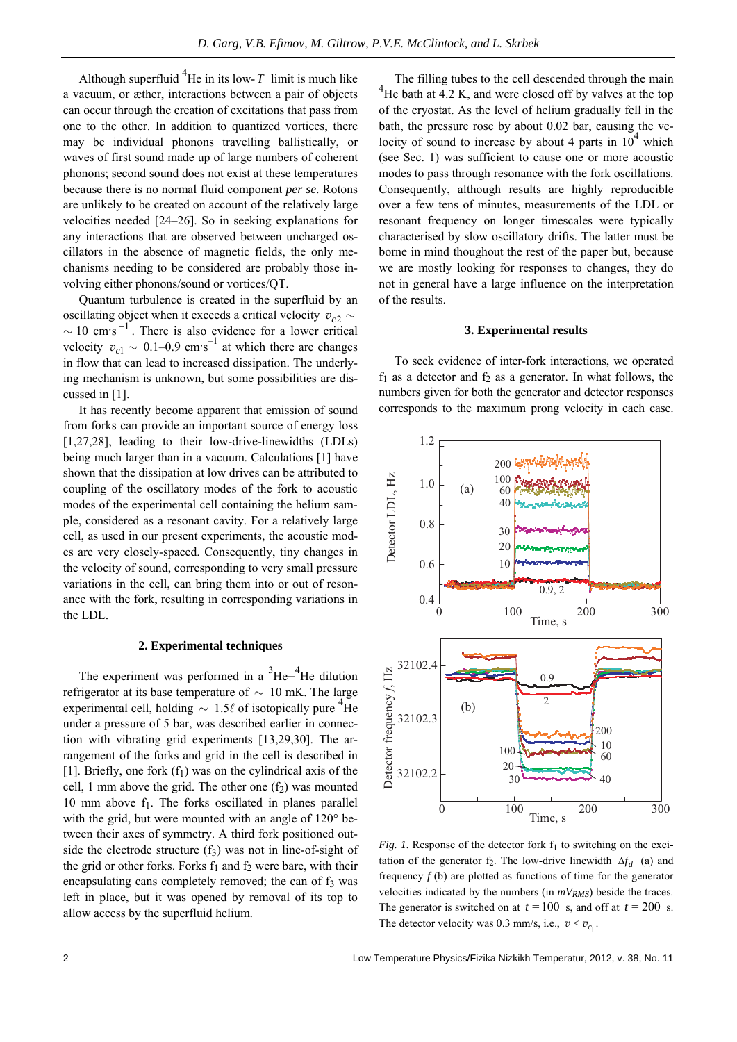Although superfluid $^4$He in its low-$T$ limit is much like a vacuum, or æther, interactions between a pair of objects can occur through the creation of excitations that pass from one to the other. In addition to quantized vortices, there may be individual phonons travelling ballistically, or waves of first sound made up of large numbers of coherent phonons; second sound does not exist at these temperatures because there is no normal fluid component *per se*. Rotons are unlikely to be created on account of the relatively large velocities needed [24–26]. So in seeking explanations for any interactions that are observed between uncharged oscillators in the absence of magnetic fields, the only mechanisms needing to be considered are probably those involving either phonons/sound or vortices/QT.

Quantum turbulence is created in the superfluid by an oscillating object when it exceeds a critical velocity $v_{c2} \sim \sim 10$ cm·s$^{-1}$. There is also evidence for a lower critical velocity $v_{c1} \sim 0.1$–$0.9$ cm·s$^{-1}$ at which there are changes in flow that can lead to increased dissipation. The underlying mechanism is unknown, but some possibilities are discussed in [1].

It has recently become apparent that emission of sound from forks can provide an important source of energy loss [1,27,28], leading to their low-drive-linewidths (LDLs) being much larger than in a vacuum. Calculations [1] have shown that the dissipation at low drives can be attributed to coupling of the oscillatory modes of the fork to acoustic modes of the experimental cell containing the helium sample, considered as a resonant cavity. For a relatively large cell, as used in our present experiments, the acoustic modes are very closely-spaced. Consequently, tiny changes in the velocity of sound, corresponding to very small pressure variations in the cell, can bring them into or out of resonance with the fork, resulting in corresponding variations in the LDL.

## 2. Experimental techniques

The experiment was performed in a $^3$He–$^4$He dilution refrigerator at its base temperature of $\sim 10$ mK. The large experimental cell, holding $\sim 1.5\ell$ of isotopically pure $^4$He under a pressure of 5 bar, was described earlier in connection with vibrating grid experiments [13,29,30]. The arrangement of the forks and grid in the cell is described in [1]. Briefly, one fork ($f_1$) was on the cylindrical axis of the cell, 1 mm above the grid. The other one ($f_2$) was mounted 10 mm above $f_1$. The forks oscillated in planes parallel with the grid, but were mounted with an angle of 120° between their axes of symmetry. A third fork positioned outside the electrode structure ($f_3$) was not in line-of-sight of the grid or other forks. Forks $f_1$ and $f_2$ were bare, with their encapsulating cans completely removed; the can of $f_3$ was left in place, but it was opened by removal of its top to allow access by the superfluid helium.

The filling tubes to the cell descended through the main $^4$He bath at 4.2 K, and were closed off by valves at the top of the cryostat. As the level of helium gradually fell in the bath, the pressure rose by about 0.02 bar, causing the velocity of sound to increase by about 4 parts in $10^4$ which (see Sec. 1) was sufficient to cause one or more acoustic modes to pass through resonance with the fork oscillations. Consequently, although results are highly reproducible over a few tens of minutes, measurements of the LDL or resonant frequency on longer timescales were typically characterised by slow oscillatory drifts. The latter must be borne in mind thoughout the rest of the paper but, because we are mostly looking for responses to changes, they do not in general have a large influence on the interpretation of the results.

## 3. Experimental results

To seek evidence of inter-fork interactions, we operated $f_1$ as a detector and $f_2$ as a generator. In what follows, the numbers given for both the generator and detector responses corresponds to the maximum prong velocity in each case.

*Fig. 1.* Response of the detector fork $f_1$ to switching on the excitation of the generator $f_2$. The low-drive linewidth $\Delta f_d$ (a) and frequency $f$ (b) are plotted as functions of time for the generator velocities indicated by the numbers (in $mV_{RMS}$) beside the traces. The generator is switched on at $t = 100$ s, and off at $t = 200$ s. The detector velocity was 0.3 mm/s, i.e., $v < v_{c_1}$.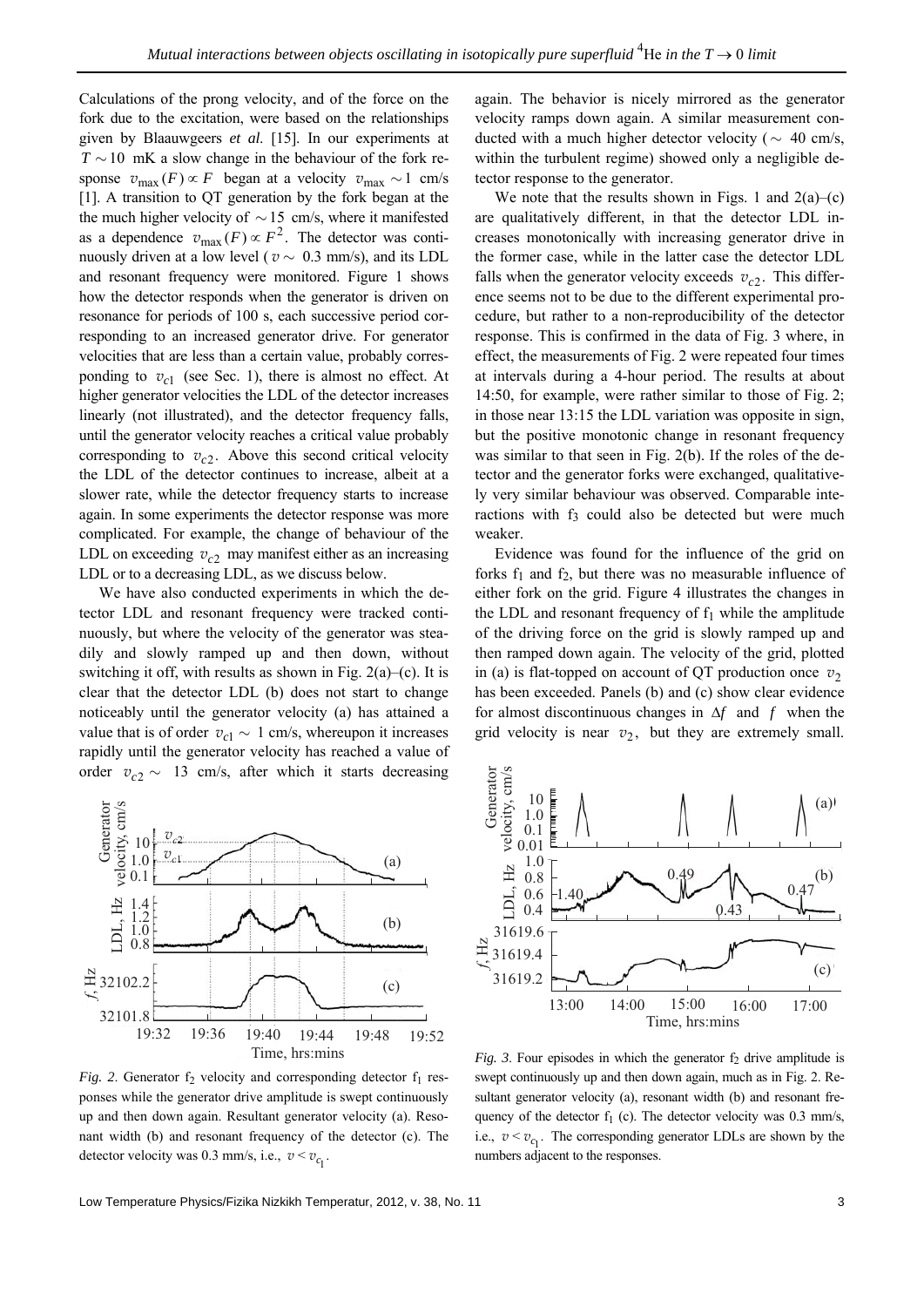Calculations of the prong velocity, and of the force on the fork due to the excitation, were based on the relationships given by Blaauwgeers *et al.* [15]. In our experiments at $T \sim 10$ mK a slow change in the behaviour of the fork response $v_{\max}(F) \propto F$ began at a velocity $v_{\max} \sim 1$ cm/s [1]. A transition to QT generation by the fork began at the much higher velocity of $\sim 15$ cm/s, where it manifested as a dependence $v_{\max}(F) \propto F^2$. The detector was continuously driven at a low level ($v \sim 0.3$ mm/s), and its LDL and resonant frequency were monitored. Figure 1 shows how the detector responds when the generator is driven on resonance for periods of 100 s, each successive period corresponding to an increased generator drive. For generator velocities that are less than a certain value, probably corresponding to $v_{c1}$ (see Sec. 1), there is almost no effect. At higher generator velocities the LDL of the detector increases linearly (not illustrated), and the detector frequency falls, until the generator velocity reaches a critical value probably corresponding to $v_{c2}$. Above this second critical velocity the LDL of the detector continues to increase, albeit at a slower rate, while the detector frequency starts to increase again. In some experiments the detector response was more complicated. For example, the change of behaviour of the LDL on exceeding $v_{c2}$ may manifest either as an increasing LDL or to a decreasing LDL, as we discuss below.

We have also conducted experiments in which the detector LDL and resonant frequency were tracked continuously, but where the velocity of the generator was steadily and slowly ramped up and then down, without switching it off, with results as shown in Fig. 2(a)–(c). It is clear that the detector LDL (b) does not start to change noticeably until the generator velocity (a) has attained a value that is of order $v_{c1} \sim 1$ cm/s, whereupon it increases rapidly until the generator velocity has reached a value of order $v_{c2} \sim 13$ cm/s, after which it starts decreasing again. The behavior is nicely mirrored as the generator velocity ramps down again. A similar measurement conducted with a much higher detector velocity ($\sim 40$ cm/s, within the turbulent regime) showed only a negligible detector response to the generator.

*Fig. 2.* Generator $f_2$ velocity and corresponding detector $f_1$ responses while the generator drive amplitude is swept continuously up and then down again. Resultant generator velocity (a). Resonant width (b) and resonant frequency of the detector (c). The detector velocity was 0.3 mm/s, i.e., $v < v_{c_1}$.

We note that the results shown in Figs. 1 and 2(a)–(c) are qualitatively different, in that the detector LDL increases monotonically with increasing generator drive in the former case, while in the latter case the detector LDL falls when the generator velocity exceeds $v_{c2}$. This difference seems not to be due to the different experimental procedure, but rather to a non-reproducibility of the detector response. This is confirmed in the data of Fig. 3 where, in effect, the measurements of Fig. 2 were repeated four times at intervals during a 4-hour period. The results at about 14:50, for example, were rather similar to those of Fig. 2; in those near 13:15 the LDL variation was opposite in sign, but the positive monotonic change in resonant frequency was similar to that seen in Fig. 2(b). If the roles of the detector and the generator forks were exchanged, qualitatively very similar behaviour was observed. Comparable interactions with $f_3$ could also be detected but were much weaker.

Evidence was found for the influence of the grid on forks $f_1$ and $f_2$, but there was no measurable influence of either fork on the grid. Figure 4 illustrates the changes in the LDL and resonant frequency of $f_1$ while the amplitude of the driving force on the grid is slowly ramped up and then ramped down again. The velocity of the grid, plotted in (a) is flat-topped on account of QT production once $v_2$ has been exceeded. Panels (b) and (c) show clear evidence for almost discontinuous changes in $\Delta f$ and $f$ when the grid velocity is near $v_2$, but they are extremely small.

*Fig. 3.* Four episodes in which the generator $f_2$ drive amplitude is swept continuously up and then down again, much as in Fig. 2. Resultant generator velocity (a), resonant width (b) and resonant frequency of the detector $f_1$ (c). The detector velocity was 0.3 mm/s, i.e., $v < v_{c_1}$. The corresponding generator LDLs are shown by the numbers adjacent to the responses.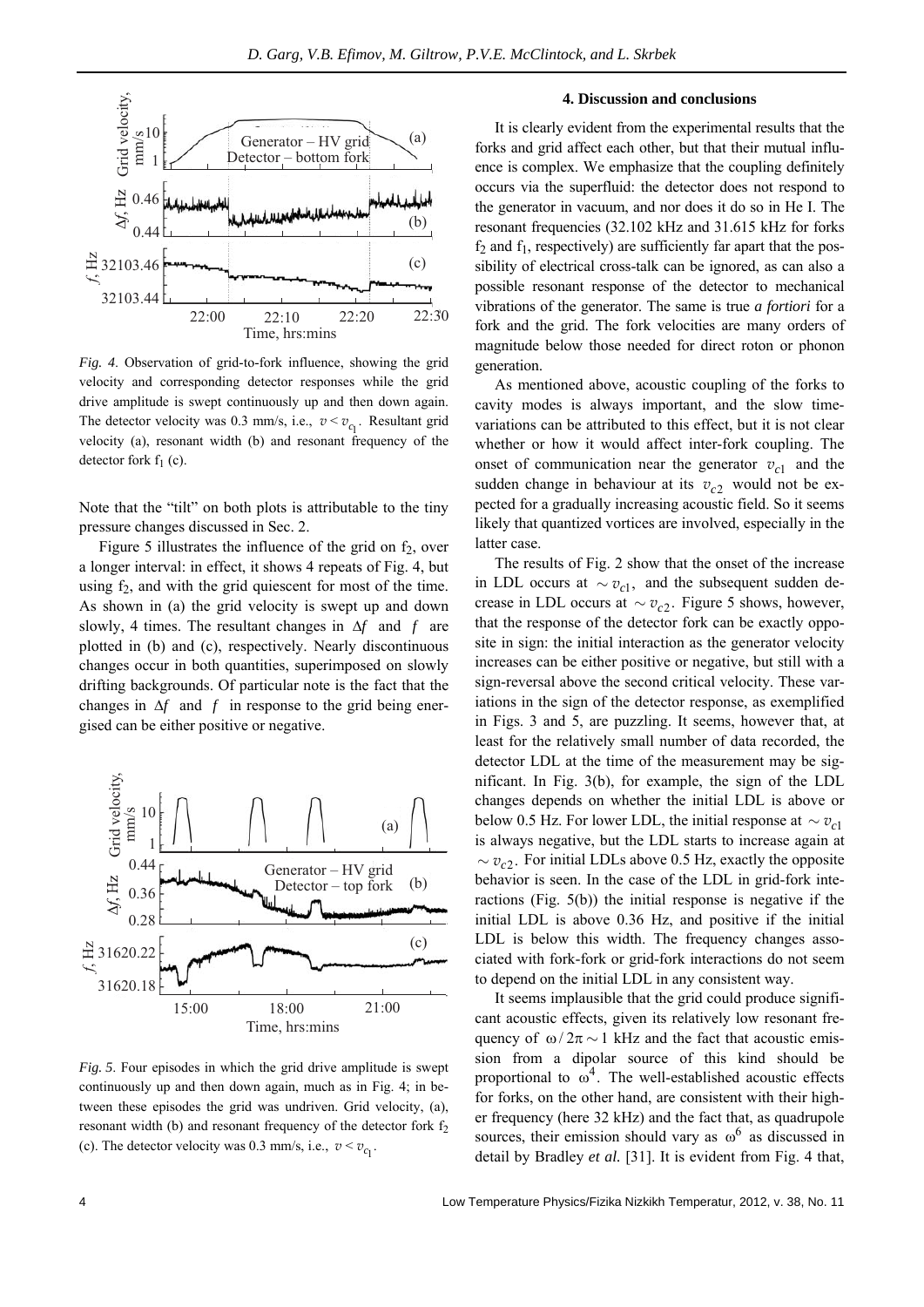*Fig. 4*. Observation of grid-to-fork influence, showing the grid velocity and corresponding detector responses while the grid drive amplitude is swept continuously up and then down again. The detector velocity was 0.3 mm/s, i.e., $v < v_{c_1}$. Resultant grid velocity (a), resonant width (b) and resonant frequency of the detector fork $f_1$ (c).

Note that the "tilt" on both plots is attributable to the tiny pressure changes discussed in Sec. 2.

Figure 5 illustrates the influence of the grid on $f_2$, over a longer interval: in effect, it shows 4 repeats of Fig. 4, but using $f_2$, and with the grid quiescent for most of the time. As shown in (a) the grid velocity is swept up and down slowly, 4 times. The resultant changes in $\Delta f$ and $f$ are plotted in (b) and (c), respectively. Nearly discontinuous changes occur in both quantities, superimposed on slowly drifting backgrounds. Of particular note is the fact that the changes in $\Delta f$ and $f$ in response to the grid being energised can be either positive or negative.

*Fig. 5*. Four episodes in which the grid drive amplitude is swept continuously up and then down again, much as in Fig. 4; in between these episodes the grid was undriven. Grid velocity, (a), resonant width (b) and resonant frequency of the detector fork $f_2$ (c). The detector velocity was 0.3 mm/s, i.e., $v < v_{c_1}$.

## 4. Discussion and conclusions

It is clearly evident from the experimental results that the forks and grid affect each other, but that their mutual influence is complex. We emphasize that the coupling definitely occurs via the superfluid: the detector does not respond to the generator in vacuum, and nor does it do so in He I. The resonant frequencies (32.102 kHz and 31.615 kHz for forks $f_2$ and $f_1$, respectively) are sufficiently far apart that the possibility of electrical cross-talk can be ignored, as can also a possible resonant response of the detector to mechanical vibrations of the generator. The same is true *a fortiori* for a fork and the grid. The fork velocities are many orders of magnitude below those needed for direct roton or phonon generation.

As mentioned above, acoustic coupling of the forks to cavity modes is always important, and the slow time-variations can be attributed to this effect, but it is not clear whether or how it would affect inter-fork coupling. The onset of communication near the generator $v_{c1}$ and the sudden change in behaviour at its $v_{c2}$ would not be expected for a gradually increasing acoustic field. So it seems likely that quantized vortices are involved, especially in the latter case.

The results of Fig. 2 show that the onset of the increase in LDL occurs at $\sim v_{c1}$, and the subsequent sudden decrease in LDL occurs at $\sim v_{c2}$. Figure 5 shows, however, that the response of the detector fork can be exactly opposite in sign: the initial interaction as the generator velocity increases can be either positive or negative, but still with a sign-reversal above the second critical velocity. These variations in the sign of the detector response, as exemplified in Figs. 3 and 5, are puzzling. It seems, however that, at least for the relatively small number of data recorded, the detector LDL at the time of the measurement may be significant. In Fig. 3(b), for example, the sign of the LDL changes depends on whether the initial LDL is above or below 0.5 Hz. For lower LDL, the initial response at $\sim v_{c1}$ is always negative, but the LDL starts to increase again at $\sim v_{c2}$. For initial LDLs above 0.5 Hz, exactly the opposite behavior is seen. In the case of the LDL in grid-fork interactions (Fig. 5(b)) the initial response is negative if the initial LDL is above 0.36 Hz, and positive if the initial LDL is below this width. The frequency changes associated with fork-fork or grid-fork interactions do not seem to depend on the initial LDL in any consistent way.

It seems implausible that the grid could produce significant acoustic effects, given its relatively low resonant frequency of $\omega / 2\pi \sim 1$ kHz and the fact that acoustic emission from a dipolar source of this kind should be proportional to $\omega^4$. The well-established acoustic effects for forks, on the other hand, are consistent with their higher frequency (here 32 kHz) and the fact that, as quadrupole sources, their emission should vary as $\omega^6$ as discussed in detail by Bradley *et al.* [31]. It is evident from Fig. 4 that,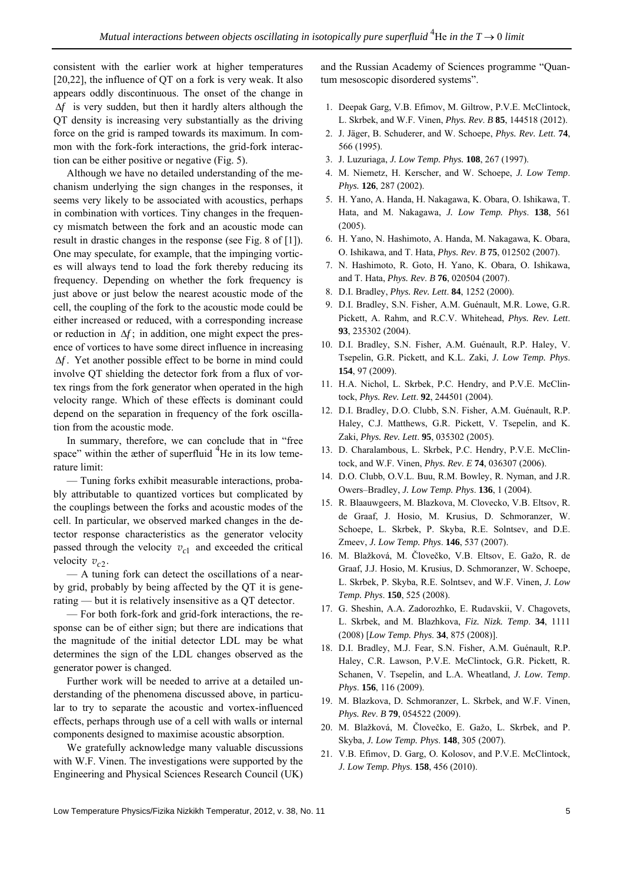consistent with the earlier work at higher temperatures [20,22], the influence of QT on a fork is very weak. It also appears oddly discontinuous. The onset of the change in $\Delta f$ is very sudden, but then it hardly alters although the QT density is increasing very substantially as the driving force on the grid is ramped towards its maximum. In common with the fork-fork interactions, the grid-fork interaction can be either positive or negative (Fig. 5).

Although we have no detailed understanding of the mechanism underlying the sign changes in the responses, it seems very likely to be associated with acoustics, perhaps in combination with vortices. Tiny changes in the frequency mismatch between the fork and an acoustic mode can result in drastic changes in the response (see Fig. 8 of [1]). One may speculate, for example, that the impinging vortices will always tend to load the fork thereby reducing its frequency. Depending on whether the fork frequency is just above or just below the nearest acoustic mode of the cell, the coupling of the fork to the acoustic mode could be either increased or reduced, with a corresponding increase or reduction in $\Delta f$; in addition, one might expect the presence of vortices to have some direct influence in increasing $\Delta f$. Yet another possible effect to be borne in mind could involve QT shielding the detector fork from a flux of vortex rings from the fork generator when operated in the high velocity range. Which of these effects is dominant could depend on the separation in frequency of the fork oscillation from the acoustic mode.

In summary, therefore, we can conclude that in "free space" within the æther of superfluid $^4$He in its low temerature limit:

— Tuning forks exhibit measurable interactions, probably attributable to quantized vortices but complicated by the couplings between the forks and acoustic modes of the cell. In particular, we observed marked changes in the detector response characteristics as the generator velocity passed through the velocity $v_{c1}$ and exceeded the critical velocity $v_{c2}$.

— A tuning fork can detect the oscillations of a nearby grid, probably by being affected by the QT it is generating — but it is relatively insensitive as a QT detector.

— For both fork-fork and grid-fork interactions, the response can be of either sign; but there are indications that the magnitude of the initial detector LDL may be what determines the sign of the LDL changes observed as the generator power is changed.

Further work will be needed to arrive at a detailed understanding of the phenomena discussed above, in particular to try to separate the acoustic and vortex-influenced effects, perhaps through use of a cell with walls or internal components designed to maximise acoustic absorption.

We gratefully acknowledge many valuable discussions with W.F. Vinen. The investigations were supported by the Engineering and Physical Sciences Research Council (UK) and the Russian Academy of Sciences programme "Quantum mesoscopic disordered systems".

1. Deepak Garg, V.B. Efimov, M. Giltrow, P.V.E. McClintock, L. Skrbek, and W.F. Vinen, *Phys. Rev. B* **85**, 144518 (2012).
2. J. Jäger, B. Schuderer, and W. Schoepe, *Phys. Rev. Lett*. **74**, 566 (1995).
3. J. Luzuriaga, *J. Low Temp. Phys.* **108**, 267 (1997).
4. M. Niemetz, H. Kerscher, and W. Schoepe, *J. Low Temp. Phys.* **126**, 287 (2002).
5. H. Yano, A. Handa, H. Nakagawa, K. Obara, O. Ishikawa, T. Hata, and M. Nakagawa, *J. Low Temp. Phys*. **138**, 561 (2005).
6. H. Yano, N. Hashimoto, A. Handa, M. Nakagawa, K. Obara, O. Ishikawa, and T. Hata, *Phys. Rev. B* **75**, 012502 (2007).
7. N. Hashimoto, R. Goto, H. Yano, K. Obara, O. Ishikawa, and T. Hata, *Phys. Rev. B* **76**, 020504 (2007).
8. D.I. Bradley, *Phys. Rev. Lett*. **84**, 1252 (2000).
9. D.I. Bradley, S.N. Fisher, A.M. Guénault, M.R. Lowe, G.R. Pickett, A. Rahm, and R.C.V. Whitehead, *Phys. Rev. Lett*. **93**, 235302 (2004).
10. D.I. Bradley, S.N. Fisher, A.M. Guénault, R.P. Haley, V. Tsepelin, G.R. Pickett, and K.L. Zaki, *J. Low Temp. Phys*. **154**, 97 (2009).
11. H.A. Nichol, L. Skrbek, P.C. Hendry, and P.V.E. McClintock, *Phys. Rev. Lett*. **92**, 244501 (2004).
12. D.I. Bradley, D.O. Clubb, S.N. Fisher, A.M. Guénault, R.P. Haley, C.J. Matthews, G.R. Pickett, V. Tsepelin, and K. Zaki, *Phys. Rev. Lett*. **95**, 035302 (2005).
13. D. Charalambous, L. Skrbek, P.C. Hendry, P.V.E. McClintock, and W.F. Vinen, *Phys. Rev. E* **74**, 036307 (2006).
14. D.O. Clubb, O.V.L. Buu, R.M. Bowley, R. Nyman, and J.R. Owers–Bradley, *J. Low Temp. Phys*. **136**, 1 (2004).
15. R. Blaauwgeers, M. Blazkova, M. Clovecko, V.B. Eltsov, R. de Graaf, J. Hosio, M. Krusius, D. Schmoranzer, W. Schoepe, L. Skrbek, P. Skyba, R.E. Solntsev, and D.E. Zmeev, *J. Low Temp. Phys*. **146**, 537 (2007).
16. M. Blažková, M. Človečko, V.B. Eltsov, E. Gažo, R. de Graaf, J.J. Hosio, M. Krusius, D. Schmoranzer, W. Schoepe, L. Skrbek, P. Skyba, R.E. Solntsev, and W.F. Vinen, *J. Low Temp. Phys*. **150**, 525 (2008).
17. G. Sheshin, A.A. Zadorozhko, E. Rudavskii, V. Chagovets, L. Skrbek, and M. Blazhkova, *Fiz. Nizk. Temp*. **34**, 1111 (2008) [*Low Temp. Phys*. **34**, 875 (2008)].
18. D.I. Bradley, M.J. Fear, S.N. Fisher, A.M. Guénault, R.P. Haley, C.R. Lawson, P.V.E. McClintock, G.R. Pickett, R. Schanen, V. Tsepelin, and L.A. Wheatland, *J. Low. Temp. Phys*. **156**, 116 (2009).
19. M. Blazkova, D. Schmoranzer, L. Skrbek, and W.F. Vinen, *Phys. Rev. B* **79**, 054522 (2009).
20. M. Blažková, M. Človečko, E. Gažo, L. Skrbek, and P. Skyba, *J. Low Temp. Phys*. **148**, 305 (2007).
21. V.B. Efimov, D. Garg, O. Kolosov, and P.V.E. McClintock, *J. Low Temp. Phys.* **158**, 456 (2010).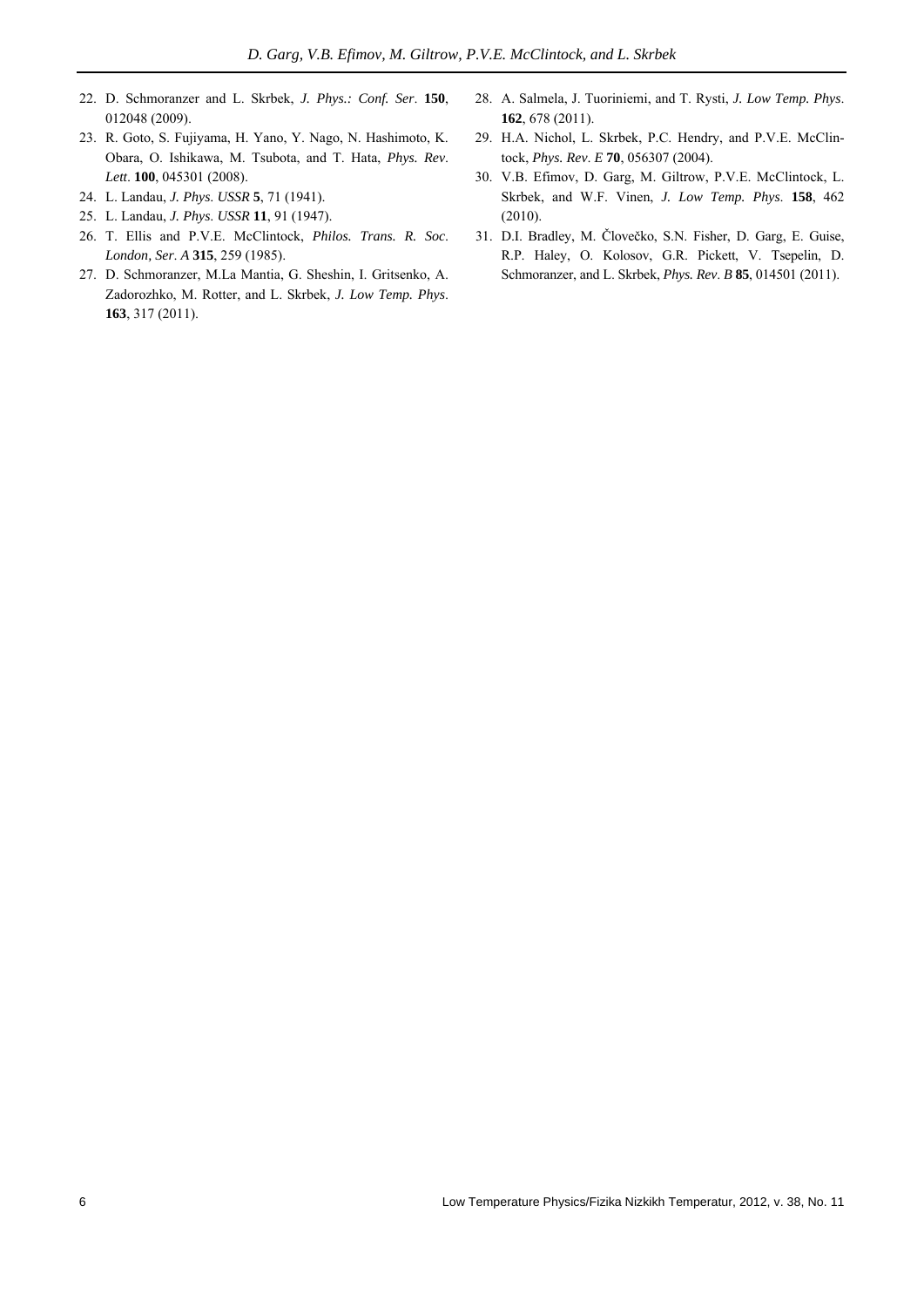22. D. Schmoranzer and L. Skrbek, *J. Phys.: Conf. Ser*. **150**, 012048 (2009).
23. R. Goto, S. Fujiyama, H. Yano, Y. Nago, N. Hashimoto, K. Obara, O. Ishikawa, M. Tsubota, and T. Hata, *Phys. Rev. Lett*. **100**, 045301 (2008).
24. L. Landau, *J. Phys. USSR* **5**, 71 (1941).
25. L. Landau, *J. Phys. USSR* **11**, 91 (1947).
26. T. Ellis and P.V.E. McClintock, *Philos. Trans. R. Soc. London, Ser. A* **315**, 259 (1985).
27. D. Schmoranzer, M.La Mantia, G. Sheshin, I. Gritsenko, A. Zadorozhko, M. Rotter, and L. Skrbek, *J. Low Temp. Phys*. **163**, 317 (2011).
28. A. Salmela, J. Tuoriniemi, and T. Rysti, *J. Low Temp. Phys*. **162**, 678 (2011).
29. H.A. Nichol, L. Skrbek, P.C. Hendry, and P.V.E. McClintock, *Phys. Rev. E* **70**, 056307 (2004).
30. V.B. Efimov, D. Garg, M. Giltrow, P.V.E. McClintock, L. Skrbek, and W.F. Vinen, *J. Low Temp. Phys*. **158**, 462 (2010).
31. D.I. Bradley, M. Človečko, S.N. Fisher, D. Garg, E. Guise, R.P. Haley, O. Kolosov, G.R. Pickett, V. Tsepelin, D. Schmoranzer, and L. Skrbek, *Phys. Rev. B* **85**, 014501 (2011).